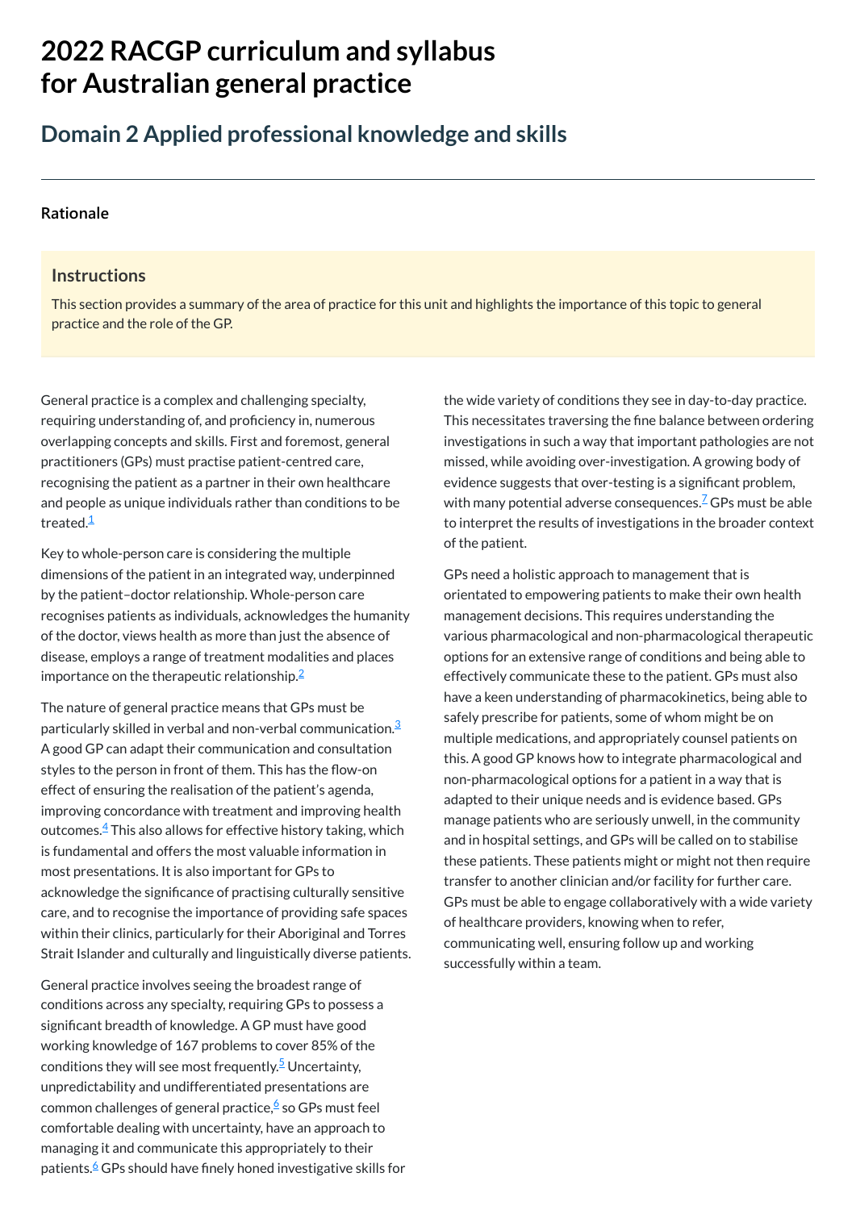# 2022 RACGP curriculum and syllabus for Australian general practice

## Domain 2 Applied professional knowledge and skills

### Rationale

#### Instructions

This section provides a summary of the area of practice for this unit and highlights the importance of this topic to general practice and the role of the GP.

General practice is a complex and challenging specialty, requiring understanding of, and proficiency in, numerous overlapping concepts and skills. First and foremost, general practitioners (GPs) must practise patient-centred care, recognising the patient as a partner in their own healthcare and people as unique individuals rather than conditions to be treated.[1]

Key to whole-person care is considering the multiple dimensions of the patient in an integrated way, underpinned by the patient–doctor relationship. Whole-person care recognises patients as individuals, acknowledges the humanity of the doctor, views health as more than just the absence of disease, employs a range of treatment modalities and places importance on the therapeutic relationship.[2]

The nature of general practice means that GPs must be particularly skilled in verbal and non-verbal communication.[3] A good GP can adapt their communication and consultation styles to the person in front of them. This has the flow-on effect of ensuring the realisation of the patient's agenda, improving concordance with treatment and improving health outcomes.[4] This also allows for effective history taking, which is fundamental and offers the most valuable information in most presentations. It is also important for GPs to acknowledge the significance of practising culturally sensitive care, and to recognise the importance of providing safe spaces within their clinics, particularly for their Aboriginal and Torres Strait Islander and culturally and linguistically diverse patients.

General practice involves seeing the broadest range of conditions across any specialty, requiring GPs to possess a significant breadth of knowledge. A GP must have good working knowledge of 167 problems to cover 85% of the conditions they will see most frequently.[5] Uncertainty, unpredictability and undifferentiated presentations are common challenges of general practice,[6] so GPs must feel comfortable dealing with uncertainty, have an approach to managing it and communicate this appropriately to their patients.[6] GPs should have finely honed investigative skills for the wide variety of conditions they see in day-to-day practice. This necessitates traversing the fine balance between ordering investigations in such a way that important pathologies are not missed, while avoiding over-investigation. A growing body of evidence suggests that over-testing is a significant problem, with many potential adverse consequences.[7] GPs must be able to interpret the results of investigations in the broader context of the patient.

GPs need a holistic approach to management that is orientated to empowering patients to make their own health management decisions. This requires understanding the various pharmacological and non-pharmacological therapeutic options for an extensive range of conditions and being able to effectively communicate these to the patient. GPs must also have a keen understanding of pharmacokinetics, being able to safely prescribe for patients, some of whom might be on multiple medications, and appropriately counsel patients on this. A good GP knows how to integrate pharmacological and non-pharmacological options for a patient in a way that is adapted to their unique needs and is evidence based. GPs manage patients who are seriously unwell, in the community and in hospital settings, and GPs will be called on to stabilise these patients. These patients might or might not then require transfer to another clinician and/or facility for further care. GPs must be able to engage collaboratively with a wide variety of healthcare providers, knowing when to refer, communicating well, ensuring follow up and working successfully within a team.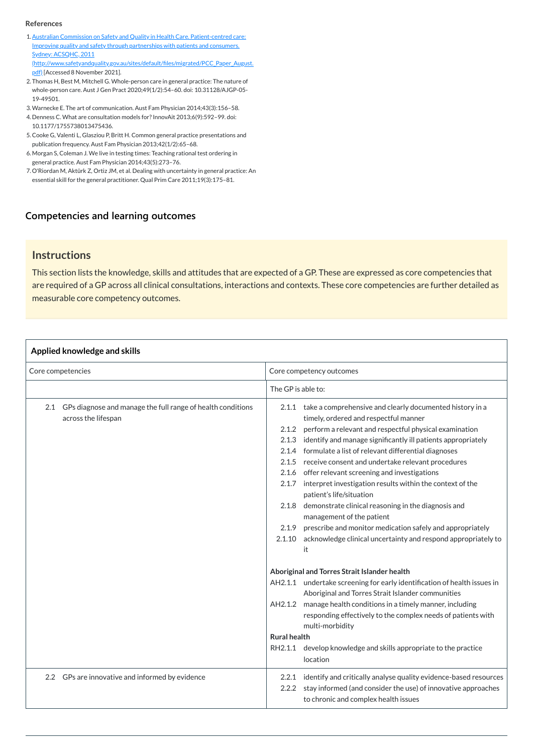**References**

1. Australian Commission on Safety and Quality in Health Care. Patient-centred care: Improving quality and safety through partnerships with patients and consumers. Sydney: ACSQHC, 2011 (http://www.safetyandquality.gov.au/sites/default/files/migrated/PCC_Paper_August.pdf) [Accessed 8 November 2021].
2. Thomas H, Best M, Mitchell G. Whole-person care in general practice: The nature of whole-person care. Aust J Gen Pract 2020;49(1/2):54–60. doi: 10.31128/AJGP-05-19-49501.
3. Warnecke E. The art of communication. Aust Fam Physician 2014;43(3):156–58.
4. Denness C. What are consultation models for? InnovAit 2013;6(9):592–99. doi: 10.1177/1755738013475436.
5. Cooke G, Valenti L, Glasziou P, Britt H. Common general practice presentations and publication frequency. Aust Fam Physician 2013;42(1/2):65–68.
6. Morgan S, Coleman J. We live in testing times: Teaching rational test ordering in general practice. Aust Fam Physician 2014;43(5):273–76.
7. O'Riordan M, Aktürk Z, Ortiz JM, et al. Dealing with uncertainty in general practice: An essential skill for the general practitioner. Qual Prim Care 2011;19(3):175–81.

## Competencies and learning outcomes

### Instructions

This section lists the knowledge, skills and attitudes that are expected of a GP. These are expressed as core competencies that are required of a GP across all clinical consultations, interactions and contexts. These core competencies are further detailed as measurable core competency outcomes.

| **Applied knowledge and skills** | |
|---|---|
| Core competencies | Core competency outcomes |
| | The GP is able to: |
| 2.1 GPs diagnose and manage the full range of health conditions across the lifespan | 2.1.1 take a comprehensive and clearly documented history in a timely, ordered and respectful manner<br>2.1.2 perform a relevant and respectful physical examination<br>2.1.3 identify and manage significantly ill patients appropriately<br>2.1.4 formulate a list of relevant differential diagnoses<br>2.1.5 receive consent and undertake relevant procedures<br>2.1.6 offer relevant screening and investigations<br>2.1.7 interpret investigation results within the context of the patient's life/situation<br>2.1.8 demonstrate clinical reasoning in the diagnosis and management of the patient<br>2.1.9 prescribe and monitor medication safely and appropriately<br>2.1.10 acknowledge clinical uncertainty and respond appropriately to it<br><br>**Aboriginal and Torres Strait Islander health**<br>AH2.1.1 undertake screening for early identification of health issues in Aboriginal and Torres Strait Islander communities<br>AH2.1.2 manage health conditions in a timely manner, including responding effectively to the complex needs of patients with multi-morbidity<br>**Rural health**<br>RH2.1.1 develop knowledge and skills appropriate to the practice location |
| 2.2 GPs are innovative and informed by evidence | 2.2.1 identify and critically analyse quality evidence-based resources<br>2.2.2 stay informed (and consider the use) of innovative approaches to chronic and complex health issues |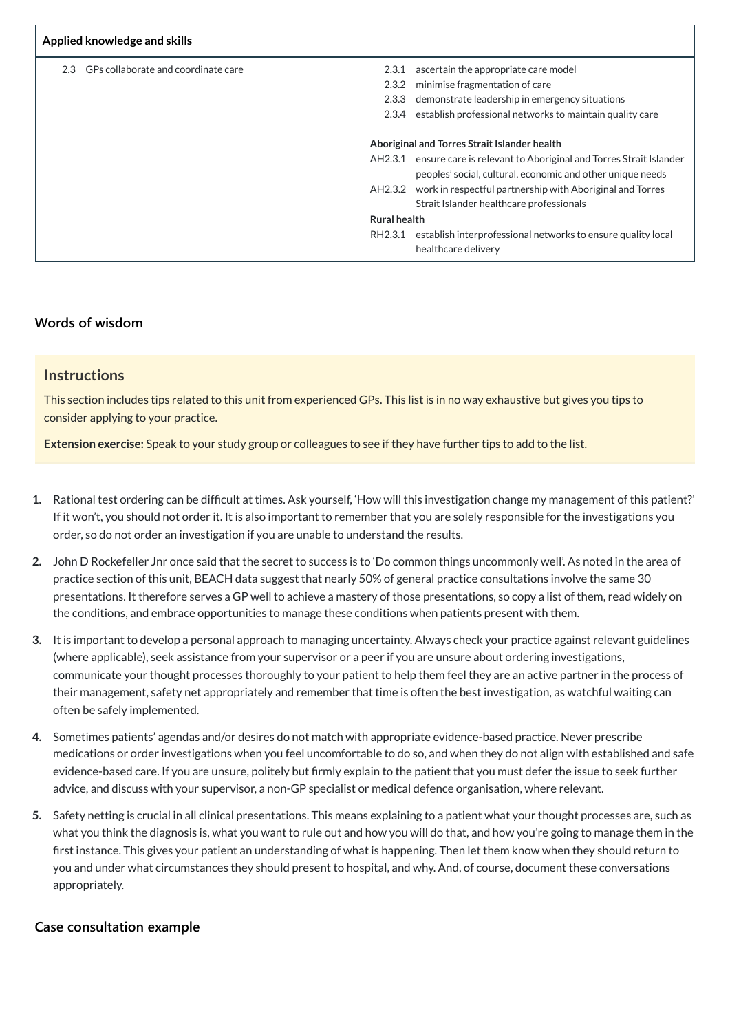| Applied knowledge and skills | |
|---|---|
| 2.3 GPs collaborate and coordinate care | 2.3.1 ascertain the appropriate care model<br>2.3.2 minimise fragmentation of care<br>2.3.3 demonstrate leadership in emergency situations<br>2.3.4 establish professional networks to maintain quality care<br><br>**Aboriginal and Torres Strait Islander health**<br>AH2.3.1 ensure care is relevant to Aboriginal and Torres Strait Islander peoples' social, cultural, economic and other unique needs<br>AH2.3.2 work in respectful partnership with Aboriginal and Torres Strait Islander healthcare professionals<br>**Rural health**<br>RH2.3.1 establish interprofessional networks to ensure quality local healthcare delivery |

## Words of wisdom

### Instructions

This section includes tips related to this unit from experienced GPs. This list is in no way exhaustive but gives you tips to consider applying to your practice.

**Extension exercise:** Speak to your study group or colleagues to see if they have further tips to add to the list.

1. Rational test ordering can be difficult at times. Ask yourself, 'How will this investigation change my management of this patient?' If it won't, you should not order it. It is also important to remember that you are solely responsible for the investigations you order, so do not order an investigation if you are unable to understand the results.
2. John D Rockefeller Jnr once said that the secret to success is to 'Do common things uncommonly well'. As noted in the area of practice section of this unit, BEACH data suggest that nearly 50% of general practice consultations involve the same 30 presentations. It therefore serves a GP well to achieve a mastery of those presentations, so copy a list of them, read widely on the conditions, and embrace opportunities to manage these conditions when patients present with them.
3. It is important to develop a personal approach to managing uncertainty. Always check your practice against relevant guidelines (where applicable), seek assistance from your supervisor or a peer if you are unsure about ordering investigations, communicate your thought processes thoroughly to your patient to help them feel they are an active partner in the process of their management, safety net appropriately and remember that time is often the best investigation, as watchful waiting can often be safely implemented.
4. Sometimes patients' agendas and/or desires do not match with appropriate evidence-based practice. Never prescribe medications or order investigations when you feel uncomfortable to do so, and when they do not align with established and safe evidence-based care. If you are unsure, politely but firmly explain to the patient that you must defer the issue to seek further advice, and discuss with your supervisor, a non-GP specialist or medical defence organisation, where relevant.
5. Safety netting is crucial in all clinical presentations. This means explaining to a patient what your thought processes are, such as what you think the diagnosis is, what you want to rule out and how you will do that, and how you're going to manage them in the first instance. This gives your patient an understanding of what is happening. Then let them know when they should return to you and under what circumstances they should present to hospital, and why. And, of course, document these conversations appropriately.

## Case consultation example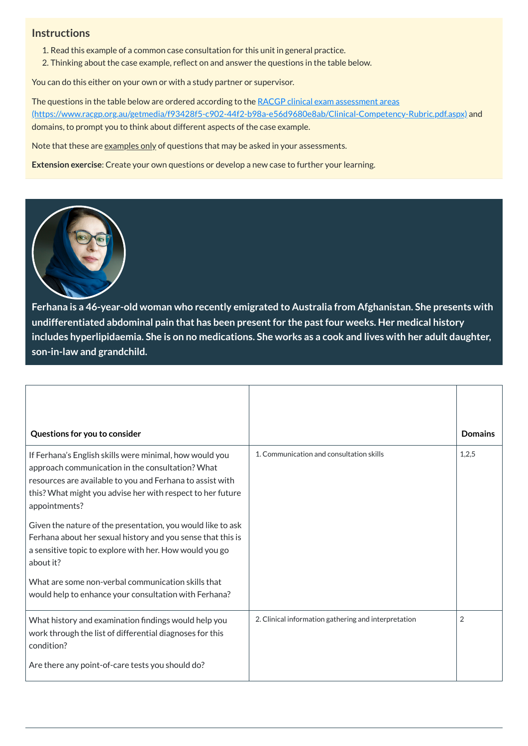## Instructions

1. Read this example of a common case consultation for this unit in general practice.
2. Thinking about the case example, reflect on and answer the questions in the table below.

You can do this either on your own or with a study partner or supervisor.

The questions in the table below are ordered according to the [RACGP clinical exam assessment areas (https://www.racgp.org.au/getmedia/f93428f5-c902-44f2-b98a-e56d9680e8ab/Clinical-Competency-Rubric.pdf.aspx)](https://www.racgp.org.au/getmedia/f93428f5-c902-44f2-b98a-e56d9680e8ab/Clinical-Competency-Rubric.pdf.aspx) and domains, to prompt you to think about different aspects of the case example.

Note that these are examples only of questions that may be asked in your assessments.

**Extension exercise**: Create your own questions or develop a new case to further your learning.

**Ferhana is a 46-year-old woman who recently emigrated to Australia from Afghanistan. She presents with undifferentiated abdominal pain that has been present for the past four weeks. Her medical history includes hyperlipidaemia. She is on no medications. She works as a cook and lives with her adult daughter, son-in-law and grandchild.**

| Questions for you to consider | | Domains |
|---|---|---|
| If Ferhana's English skills were minimal, how would you approach communication in the consultation? What resources are available to you and Ferhana to assist with this? What might you advise her with respect to her future appointments?<br><br>Given the nature of the presentation, you would like to ask Ferhana about her sexual history and you sense that this is a sensitive topic to explore with her. How would you go about it?<br><br>What are some non-verbal communication skills that would help to enhance your consultation with Ferhana? | 1. Communication and consultation skills | 1,2,5 |
| What history and examination findings would help you work through the list of differential diagnoses for this condition?<br><br>Are there any point-of-care tests you should do? | 2. Clinical information gathering and interpretation | 2 |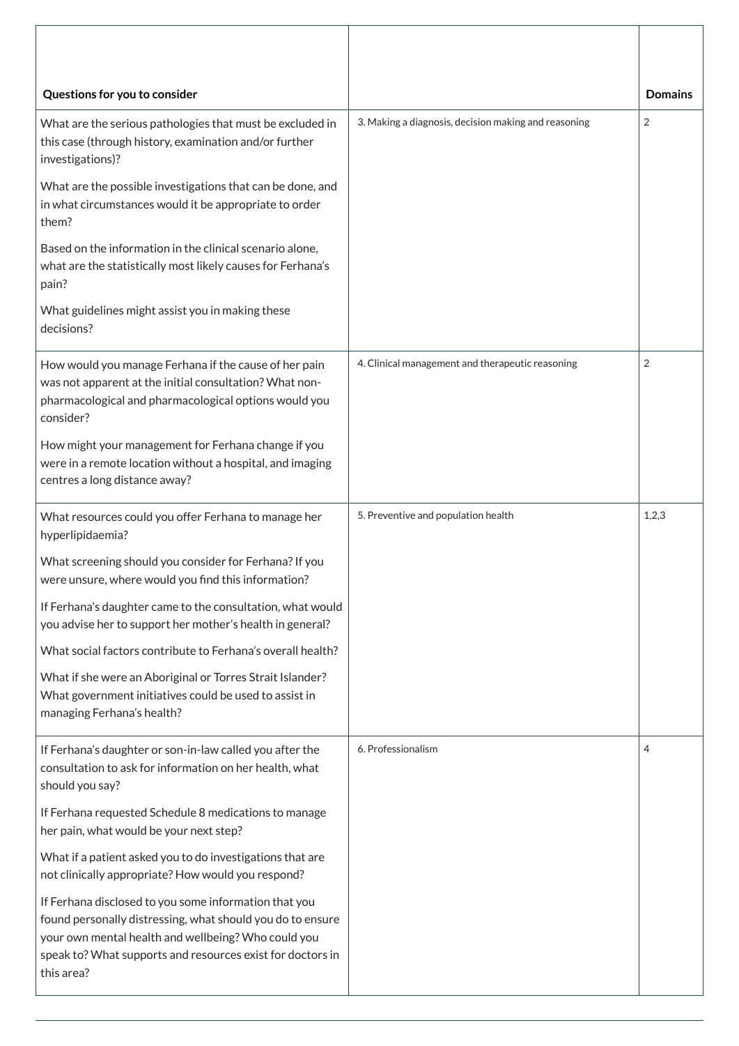| Questions for you to consider | | Domains |
|---|---|---|
| What are the serious pathologies that must be excluded in this case (through history, examination and/or further investigations)?<br><br>What are the possible investigations that can be done, and in what circumstances would it be appropriate to order them?<br><br>Based on the information in the clinical scenario alone, what are the statistically most likely causes for Ferhana's pain?<br><br>What guidelines might assist you in making these decisions? | 3. Making a diagnosis, decision making and reasoning | 2 |
| How would you manage Ferhana if the cause of her pain was not apparent at the initial consultation? What non-pharmacological and pharmacological options would you consider?<br><br>How might your management for Ferhana change if you were in a remote location without a hospital, and imaging centres a long distance away? | 4. Clinical management and therapeutic reasoning | 2 |
| What resources could you offer Ferhana to manage her hyperlipidaemia?<br><br>What screening should you consider for Ferhana? If you were unsure, where would you find this information?<br><br>If Ferhana's daughter came to the consultation, what would you advise her to support her mother's health in general?<br><br>What social factors contribute to Ferhana's overall health?<br><br>What if she were an Aboriginal or Torres Strait Islander? What government initiatives could be used to assist in managing Ferhana's health? | 5. Preventive and population health | 1,2,3 |
| If Ferhana's daughter or son-in-law called you after the consultation to ask for information on her health, what should you say?<br><br>If Ferhana requested Schedule 8 medications to manage her pain, what would be your next step?<br><br>What if a patient asked you to do investigations that are not clinically appropriate? How would you respond?<br><br>If Ferhana disclosed to you some information that you found personally distressing, what should you do to ensure your own mental health and wellbeing? Who could you speak to? What supports and resources exist for doctors in this area? | 6. Professionalism | 4 |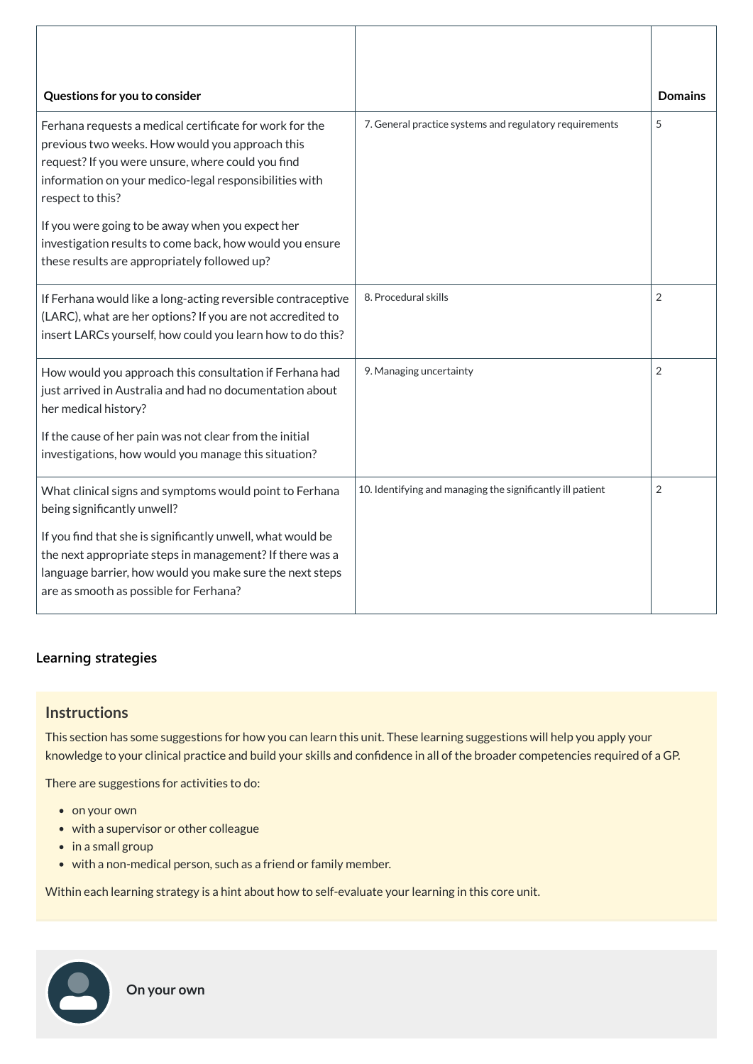| Questions for you to consider | | Domains |
|---|---|---|
| Ferhana requests a medical certificate for work for the previous two weeks. How would you approach this request? If you were unsure, where could you find information on your medico-legal responsibilities with respect to this?<br><br>If you were going to be away when you expect her investigation results to come back, how would you ensure these results are appropriately followed up? | 7. General practice systems and regulatory requirements | 5 |
| If Ferhana would like a long-acting reversible contraceptive (LARC), what are her options? If you are not accredited to insert LARCs yourself, how could you learn how to do this? | 8. Procedural skills | 2 |
| How would you approach this consultation if Ferhana had just arrived in Australia and had no documentation about her medical history?<br><br>If the cause of her pain was not clear from the initial investigations, how would you manage this situation? | 9. Managing uncertainty | 2 |
| What clinical signs and symptoms would point to Ferhana being significantly unwell?<br><br>If you find that she is significantly unwell, what would be the next appropriate steps in management? If there was a language barrier, how would you make sure the next steps are as smooth as possible for Ferhana? | 10. Identifying and managing the significantly ill patient | 2 |

### Learning strategies

#### Instructions

This section has some suggestions for how you can learn this unit. These learning suggestions will help you apply your knowledge to your clinical practice and build your skills and confidence in all of the broader competencies required of a GP.

There are suggestions for activities to do:

- on your own
- with a supervisor or other colleague
- in a small group
- with a non-medical person, such as a friend or family member.

Within each learning strategy is a hint about how to self-evaluate your learning in this core unit.

#### On your own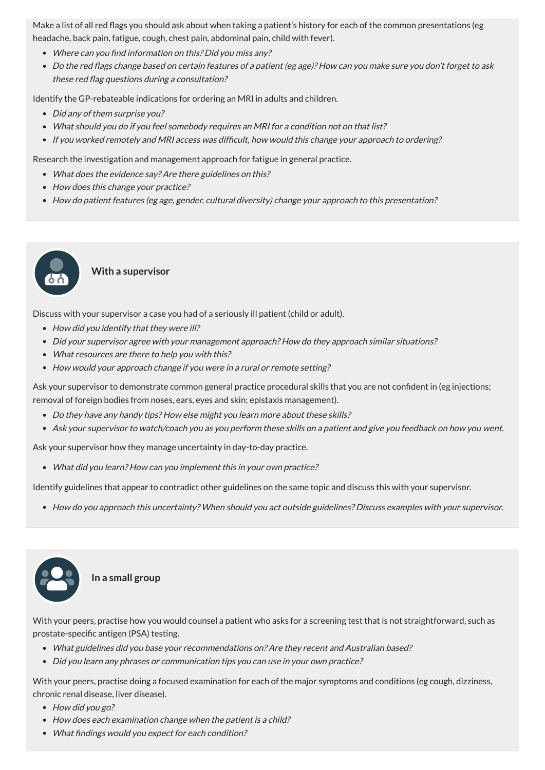Make a list of all red flags you should ask about when taking a patient's history for each of the common presentations (eg headache, back pain, fatigue, cough, chest pain, abdominal pain, child with fever).

- *Where can you find information on this? Did you miss any?*
- *Do the red flags change based on certain features of a patient (eg age)? How can you make sure you don't forget to ask these red flag questions during a consultation?*

Identify the GP-rebateable indications for ordering an MRI in adults and children.

- *Did any of them surprise you?*
- *What should you do if you feel somebody requires an MRI for a condition not on that list?*
- *If you worked remotely and MRI access was difficult, how would this change your approach to ordering?*

Research the investigation and management approach for fatigue in general practice.

- *What does the evidence say? Are there guidelines on this?*
- *How does this change your practice?*
- *How do patient features (eg age, gender, cultural diversity) change your approach to this presentation?*

### With a supervisor

Discuss with your supervisor a case you had of a seriously ill patient (child or adult).

- *How did you identify that they were ill?*
- *Did your supervisor agree with your management approach? How do they approach similar situations?*
- *What resources are there to help you with this?*
- *How would your approach change if you were in a rural or remote setting?*

Ask your supervisor to demonstrate common general practice procedural skills that you are not confident in (eg injections; removal of foreign bodies from noses, ears, eyes and skin; epistaxis management).

- *Do they have any handy tips? How else might you learn more about these skills?*
- *Ask your supervisor to watch/coach you as you perform these skills on a patient and give you feedback on how you went.*

Ask your supervisor how they manage uncertainty in day-to-day practice.

- *What did you learn? How can you implement this in your own practice?*

Identify guidelines that appear to contradict other guidelines on the same topic and discuss this with your supervisor.

- *How do you approach this uncertainty? When should you act outside guidelines? Discuss examples with your supervisor.*

### In a small group

With your peers, practise how you would counsel a patient who asks for a screening test that is not straightforward, such as prostate-specific antigen (PSA) testing.

- *What guidelines did you base your recommendations on? Are they recent and Australian based?*
- *Did you learn any phrases or communication tips you can use in your own practice?*

With your peers, practise doing a focused examination for each of the major symptoms and conditions (eg cough, dizziness, chronic renal disease, liver disease).

- *How did you go?*
- *How does each examination change when the patient is a child?*
- *What findings would you expect for each condition?*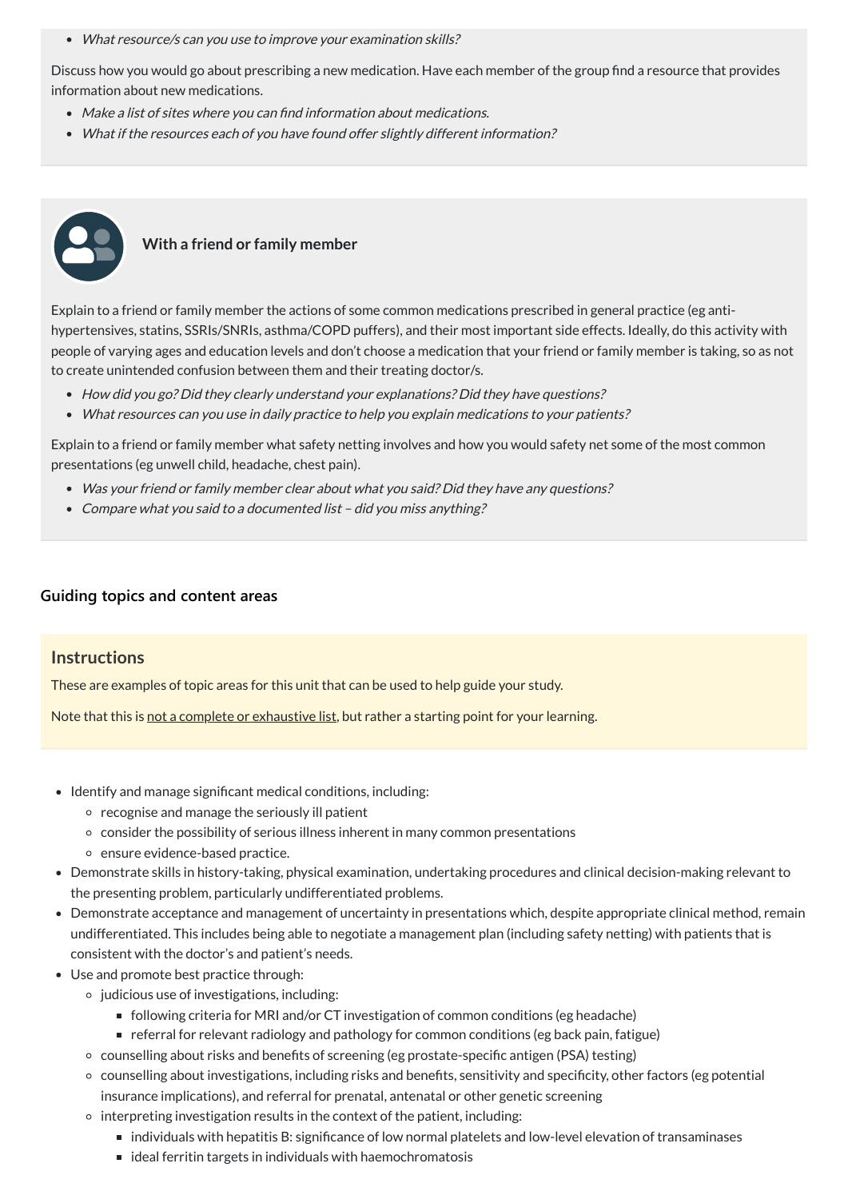- *What resource/s can you use to improve your examination skills?*

Discuss how you would go about prescribing a new medication. Have each member of the group find a resource that provides information about new medications.

- *Make a list of sites where you can find information about medications.*
- *What if the resources each of you have found offer slightly different information?*

### With a friend or family member

Explain to a friend or family member the actions of some common medications prescribed in general practice (eg anti-hypertensives, statins, SSRIs/SNRIs, asthma/COPD puffers), and their most important side effects. Ideally, do this activity with people of varying ages and education levels and don't choose a medication that your friend or family member is taking, so as not to create unintended confusion between them and their treating doctor/s.

- *How did you go? Did they clearly understand your explanations? Did they have questions?*
- *What resources can you use in daily practice to help you explain medications to your patients?*

Explain to a friend or family member what safety netting involves and how you would safety net some of the most common presentations (eg unwell child, headache, chest pain).

- *Was your friend or family member clear about what you said? Did they have any questions?*
- *Compare what you said to a documented list – did you miss anything?*

## Guiding topics and content areas

### Instructions

These are examples of topic areas for this unit that can be used to help guide your study.

Note that this is not a complete or exhaustive list, but rather a starting point for your learning.

- Identify and manage significant medical conditions, including:
  - recognise and manage the seriously ill patient
  - consider the possibility of serious illness inherent in many common presentations
  - ensure evidence-based practice.
- Demonstrate skills in history-taking, physical examination, undertaking procedures and clinical decision-making relevant to the presenting problem, particularly undifferentiated problems.
- Demonstrate acceptance and management of uncertainty in presentations which, despite appropriate clinical method, remain undifferentiated. This includes being able to negotiate a management plan (including safety netting) with patients that is consistent with the doctor's and patient's needs.
- Use and promote best practice through:
  - judicious use of investigations, including:
    - following criteria for MRI and/or CT investigation of common conditions (eg headache)
    - referral for relevant radiology and pathology for common conditions (eg back pain, fatigue)
  - counselling about risks and benefits of screening (eg prostate-specific antigen (PSA) testing)
  - counselling about investigations, including risks and benefits, sensitivity and specificity, other factors (eg potential insurance implications), and referral for prenatal, antenatal or other genetic screening
  - interpreting investigation results in the context of the patient, including:
    - individuals with hepatitis B: significance of low normal platelets and low-level elevation of transaminases
    - ideal ferritin targets in individuals with haemochromatosis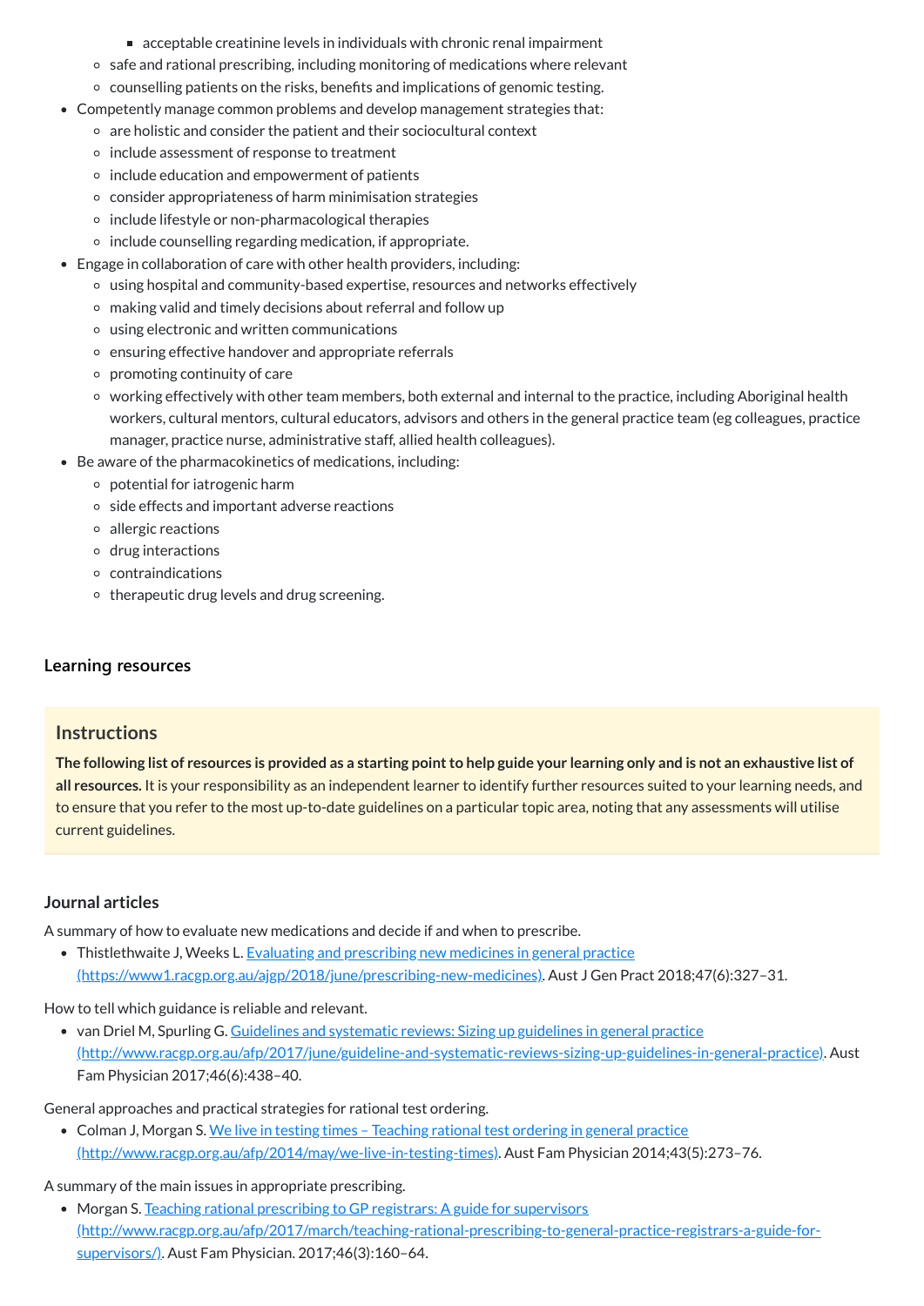- acceptable creatinine levels in individuals with chronic renal impairment
    - safe and rational prescribing, including monitoring of medications where relevant
    - counselling patients on the risks, benefits and implications of genomic testing.
- Competently manage common problems and develop management strategies that:
    - are holistic and consider the patient and their sociocultural context
    - include assessment of response to treatment
    - include education and empowerment of patients
    - consider appropriateness of harm minimisation strategies
    - include lifestyle or non-pharmacological therapies
    - include counselling regarding medication, if appropriate.
- Engage in collaboration of care with other health providers, including:
    - using hospital and community-based expertise, resources and networks effectively
    - making valid and timely decisions about referral and follow up
    - using electronic and written communications
    - ensuring effective handover and appropriate referrals
    - promoting continuity of care
    - working effectively with other team members, both external and internal to the practice, including Aboriginal health workers, cultural mentors, cultural educators, advisors and others in the general practice team (eg colleagues, practice manager, practice nurse, administrative staff, allied health colleagues).
- Be aware of the pharmacokinetics of medications, including:
    - potential for iatrogenic harm
    - side effects and important adverse reactions
    - allergic reactions
    - drug interactions
    - contraindications
    - therapeutic drug levels and drug screening.

### Learning resources

#### Instructions

**The following list of resources is provided as a starting point to help guide your learning only and is not an exhaustive list of all resources.** It is your responsibility as an independent learner to identify further resources suited to your learning needs, and to ensure that you refer to the most up-to-date guidelines on a particular topic area, noting that any assessments will utilise current guidelines.

#### Journal articles

A summary of how to evaluate new medications and decide if and when to prescribe.

- Thistlethwaite J, Weeks L. [Evaluating and prescribing new medicines in general practice (https://www1.racgp.org.au/ajgp/2018/june/prescribing-new-medicines)](https://www1.racgp.org.au/ajgp/2018/june/prescribing-new-medicines). Aust J Gen Pract 2018;47(6):327–31.

How to tell which guidance is reliable and relevant.

- van Driel M, Spurling G. [Guidelines and systematic reviews: Sizing up guidelines in general practice (http://www.racgp.org.au/afp/2017/june/guideline-and-systematic-reviews-sizing-up-guidelines-in-general-practice)](http://www.racgp.org.au/afp/2017/june/guideline-and-systematic-reviews-sizing-up-guidelines-in-general-practice). Aust Fam Physician 2017;46(6):438–40.

General approaches and practical strategies for rational test ordering.

- Colman J, Morgan S. [We live in testing times – Teaching rational test ordering in general practice (http://www.racgp.org.au/afp/2014/may/we-live-in-testing-times)](http://www.racgp.org.au/afp/2014/may/we-live-in-testing-times). Aust Fam Physician 2014;43(5):273–76.

A summary of the main issues in appropriate prescribing.

- Morgan S. [Teaching rational prescribing to GP registrars: A guide for supervisors (http://www.racgp.org.au/afp/2017/march/teaching-rational-prescribing-to-general-practice-registrars-a-guide-for-supervisors/)](http://www.racgp.org.au/afp/2017/march/teaching-rational-prescribing-to-general-practice-registrars-a-guide-for-supervisors/). Aust Fam Physician. 2017;46(3):160–64.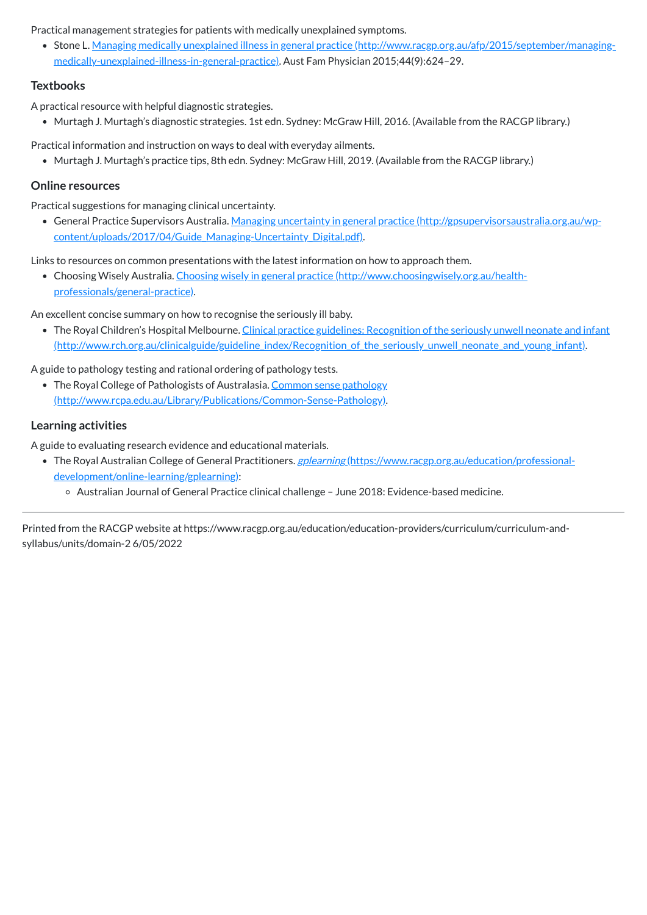Practical management strategies for patients with medically unexplained symptoms.

- Stone L. [Managing medically unexplained illness in general practice (http://www.racgp.org.au/afp/2015/september/managing-medically-unexplained-illness-in-general-practice)](http://www.racgp.org.au/afp/2015/september/managing-medically-unexplained-illness-in-general-practice). Aust Fam Physician 2015;44(9):624–29.

## Textbooks

A practical resource with helpful diagnostic strategies.

- Murtagh J. Murtagh's diagnostic strategies. 1st edn. Sydney: McGraw Hill, 2016. (Available from the RACGP library.)

Practical information and instruction on ways to deal with everyday ailments.

- Murtagh J. Murtagh's practice tips, 8th edn. Sydney: McGraw Hill, 2019. (Available from the RACGP library.)

## Online resources

Practical suggestions for managing clinical uncertainty.

- General Practice Supervisors Australia. [Managing uncertainty in general practice (http://gpsupervisorsaustralia.org.au/wp-content/uploads/2017/04/Guide_Managing-Uncertainty_Digital.pdf)](http://gpsupervisorsaustralia.org.au/wp-content/uploads/2017/04/Guide_Managing-Uncertainty_Digital.pdf).

Links to resources on common presentations with the latest information on how to approach them.

- Choosing Wisely Australia. [Choosing wisely in general practice (http://www.choosingwisely.org.au/health-professionals/general-practice)](http://www.choosingwisely.org.au/health-professionals/general-practice).

An excellent concise summary on how to recognise the seriously ill baby.

- The Royal Children's Hospital Melbourne. [Clinical practice guidelines: Recognition of the seriously unwell neonate and infant (http://www.rch.org.au/clinicalguide/guideline_index/Recognition_of_the_seriously_unwell_neonate_and_young_infant)](http://www.rch.org.au/clinicalguide/guideline_index/Recognition_of_the_seriously_unwell_neonate_and_young_infant).

A guide to pathology testing and rational ordering of pathology tests.

- The Royal College of Pathologists of Australasia. [Common sense pathology (http://www.rcpa.edu.au/Library/Publications/Common-Sense-Pathology)](http://www.rcpa.edu.au/Library/Publications/Common-Sense-Pathology).

## Learning activities

A guide to evaluating research evidence and educational materials.

- The Royal Australian College of General Practitioners. [*gplearning* (https://www.racgp.org.au/education/professional-development/online-learning/gplearning)](https://www.racgp.org.au/education/professional-development/online-learning/gplearning):
  - Australian Journal of General Practice clinical challenge – June 2018: Evidence-based medicine.